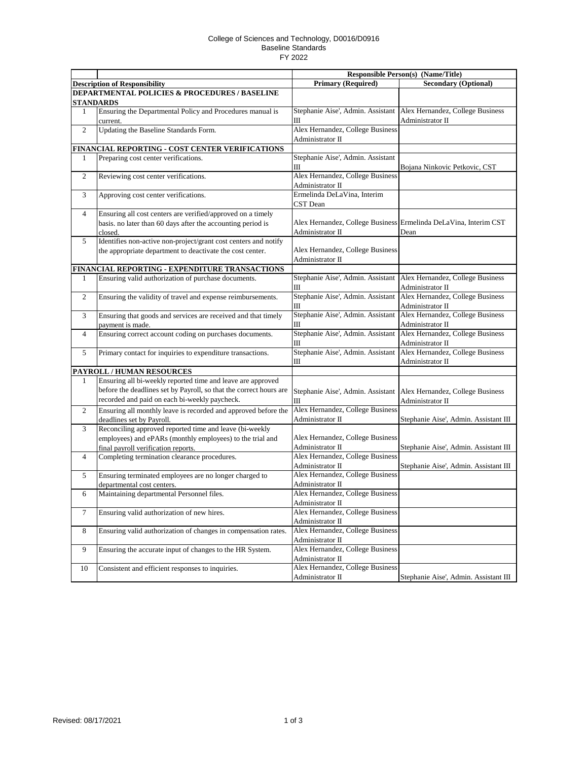College of Sciences and Technology, D0016/D0916
Baseline Standards
FY 2022

| | Description of Responsibility | Responsible Person(s) (Name/Title) Primary (Required) | Secondary (Optional) |
|---|---|---|---|
| **DEPARTMENTAL POLICIES & PROCEDURES / BASELINE STANDARDS** | | | |
| 1 | Ensuring the Departmental Policy and Procedures manual is current. | Stephanie Aise', Admin. Assistant III | Alex Hernandez, College Business Administrator II |
| 2 | Updating the Baseline Standards Form. | Alex Hernandez, College Business Administrator II | |
| **FINANCIAL REPORTING - COST CENTER VERIFICATIONS** | | | |
| 1 | Preparing cost center verifications. | Stephanie Aise', Admin. Assistant III | Bojana Ninkovic Petkovic, CST |
| 2 | Reviewing cost center verifications. | Alex Hernandez, College Business Administrator II | |
| 3 | Approving cost center verifications. | Ermelinda DeLaVina, Interim CST Dean | |
| 4 | Ensuring all cost centers are verified/approved on a timely basis. no later than 60 days after the accounting period is closed. | Alex Hernandez, College Business Administrator II | Ermelinda DeLaVina, Interim CST Dean |
| 5 | Identifies non-active non-project/grant cost centers and notify the appropriate department to deactivate the cost center. | Alex Hernandez, College Business Administrator II | |
| **FINANCIAL REPORTING - EXPENDITURE TRANSACTIONS** | | | |
| 1 | Ensuring valid authorization of purchase documents. | Stephanie Aise', Admin. Assistant III | Alex Hernandez, College Business Administrator II |
| 2 | Ensuring the validity of travel and expense reimbursements. | Stephanie Aise', Admin. Assistant III | Alex Hernandez, College Business Administrator II |
| 3 | Ensuring that goods and services are received and that timely payment is made. | Stephanie Aise', Admin. Assistant III | Alex Hernandez, College Business Administrator II |
| 4 | Ensuring correct account coding on purchases documents. | Stephanie Aise', Admin. Assistant III | Alex Hernandez, College Business Administrator II |
| 5 | Primary contact for inquiries to expenditure transactions. | Stephanie Aise', Admin. Assistant III | Alex Hernandez, College Business Administrator II |
| **PAYROLL / HUMAN RESOURCES** | | | |
| 1 | Ensuring all bi-weekly reported time and leave are approved before the deadlines set by Payroll, so that the correct hours are recorded and paid on each bi-weekly paycheck. | Stephanie Aise', Admin. Assistant III | Alex Hernandez, College Business Administrator II |
| 2 | Ensuring all monthly leave is recorded and approved before the deadlines set by Payroll. | Alex Hernandez, College Business Administrator II | Stephanie Aise', Admin. Assistant III |
| 3 | Reconciling approved reported time and leave (bi-weekly employees) and ePARs (monthly employees) to the trial and final payroll verification reports. | Alex Hernandez, College Business Administrator II | Stephanie Aise', Admin. Assistant III |
| 4 | Completing termination clearance procedures. | Alex Hernandez, College Business Administrator II | Stephanie Aise', Admin. Assistant III |
| 5 | Ensuring terminated employees are no longer charged to departmental cost centers. | Alex Hernandez, College Business Administrator II | |
| 6 | Maintaining departmental Personnel files. | Alex Hernandez, College Business Administrator II | |
| 7 | Ensuring valid authorization of new hires. | Alex Hernandez, College Business Administrator II | |
| 8 | Ensuring valid authorization of changes in compensation rates. | Alex Hernandez, College Business Administrator II | |
| 9 | Ensuring the accurate input of changes to the HR System. | Alex Hernandez, College Business Administrator II | |
| 10 | Consistent and efficient responses to inquiries. | Alex Hernandez, College Business Administrator II | Stephanie Aise', Admin. Assistant III |

Revised: 08/17/2021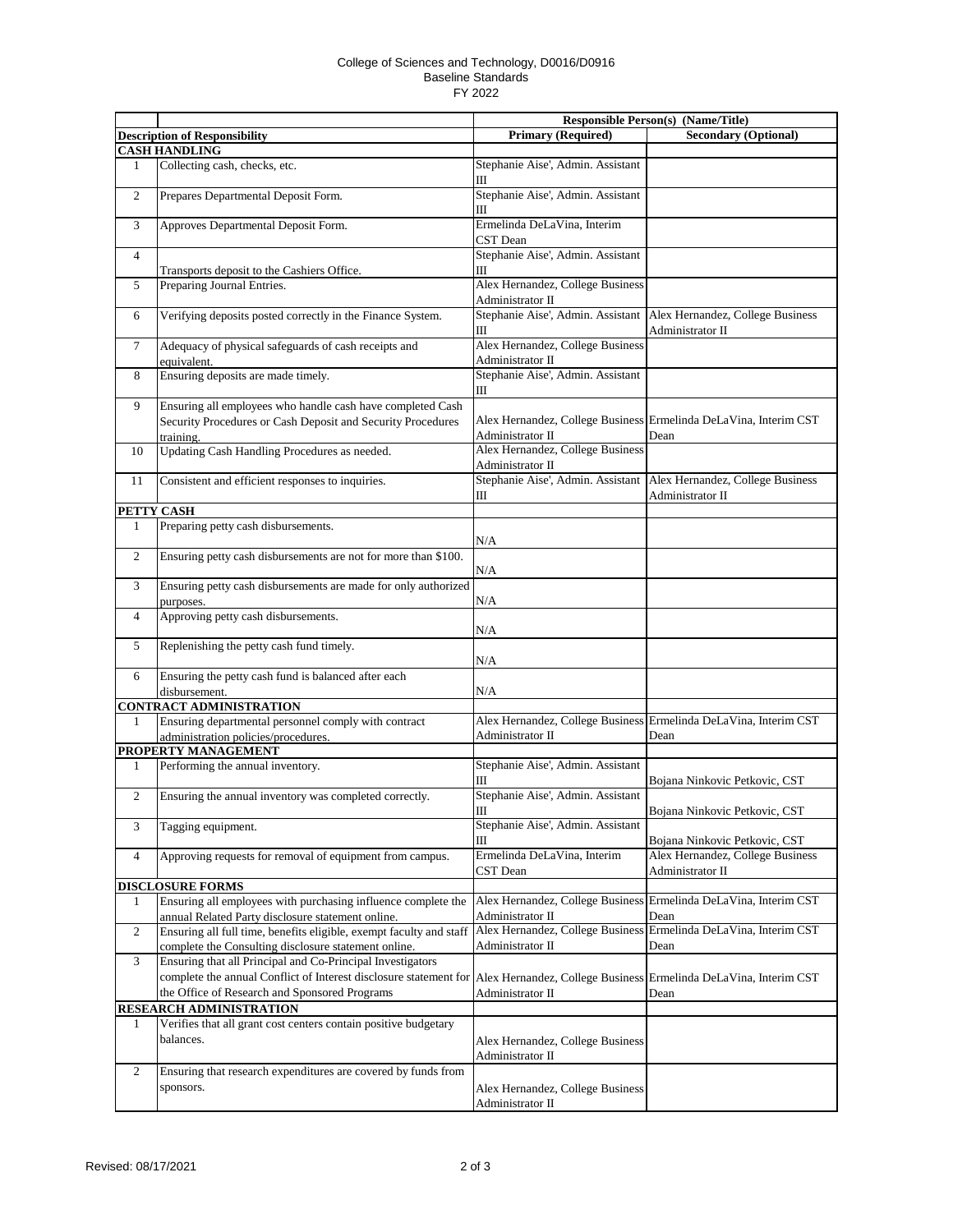College of Sciences and Technology, D0016/D0916
Baseline Standards
FY 2022

| | Description of Responsibility | Responsible Person(s) (Name/Title) Primary (Required) | Secondary (Optional) |
|---|---|---|---|
| **CASH HANDLING** | | | |
| 1 | Collecting cash, checks, etc. | Stephanie Aise', Admin. Assistant III | |
| 2 | Prepares Departmental Deposit Form. | Stephanie Aise', Admin. Assistant III | |
| 3 | Approves Departmental Deposit Form. | Ermelinda DeLaVina, Interim CST Dean | |
| 4 | Transports deposit to the Cashiers Office. | Stephanie Aise', Admin. Assistant III | |
| 5 | Preparing Journal Entries. | Alex Hernandez, College Business Administrator II | |
| 6 | Verifying deposits posted correctly in the Finance System. | Stephanie Aise', Admin. Assistant III | Alex Hernandez, College Business Administrator II |
| 7 | Adequacy of physical safeguards of cash receipts and equivalent. | Alex Hernandez, College Business Administrator II | |
| 8 | Ensuring deposits are made timely. | Stephanie Aise', Admin. Assistant III | |
| 9 | Ensuring all employees who handle cash have completed Cash Security Procedures or Cash Deposit and Security Procedures training. | Alex Hernandez, College Business Administrator II | Ermelinda DeLaVina, Interim CST Dean |
| 10 | Updating Cash Handling Procedures as needed. | Alex Hernandez, College Business Administrator II | |
| 11 | Consistent and efficient responses to inquiries. | Stephanie Aise', Admin. Assistant III | Alex Hernandez, College Business Administrator II |
| **PETTY CASH** | | | |
| 1 | Preparing petty cash disbursements. | N/A | |
| 2 | Ensuring petty cash disbursements are not for more than $100. | N/A | |
| 3 | Ensuring petty cash disbursements are made for only authorized purposes. | N/A | |
| 4 | Approving petty cash disbursements. | N/A | |
| 5 | Replenishing the petty cash fund timely. | N/A | |
| 6 | Ensuring the petty cash fund is balanced after each disbursement. | N/A | |
| **CONTRACT ADMINISTRATION** | | | |
| 1 | Ensuring departmental personnel comply with contract administration policies/procedures. | Alex Hernandez, College Business Administrator II | Ermelinda DeLaVina, Interim CST Dean |
| **PROPERTY MANAGEMENT** | | | |
| 1 | Performing the annual inventory. | Stephanie Aise', Admin. Assistant III | Bojana Ninkovic Petkovic, CST |
| 2 | Ensuring the annual inventory was completed correctly. | Stephanie Aise', Admin. Assistant III | Bojana Ninkovic Petkovic, CST |
| 3 | Tagging equipment. | Stephanie Aise', Admin. Assistant III | Bojana Ninkovic Petkovic, CST |
| 4 | Approving requests for removal of equipment from campus. | Ermelinda DeLaVina, Interim CST Dean | Alex Hernandez, College Business Administrator II |
| **DISCLOSURE FORMS** | | | |
| 1 | Ensuring all employees with purchasing influence complete the annual Related Party disclosure statement online. | Alex Hernandez, College Business Administrator II | Ermelinda DeLaVina, Interim CST Dean |
| 2 | Ensuring all full time, benefits eligible, exempt faculty and staff complete the Consulting disclosure statement online. | Alex Hernandez, College Business Administrator II | Ermelinda DeLaVina, Interim CST Dean |
| 3 | Ensuring that all Principal and Co-Principal Investigators complete the annual Conflict of Interest disclosure statement for the Office of Research and Sponsored Programs | Alex Hernandez, College Business Administrator II | Ermelinda DeLaVina, Interim CST Dean |
| **RESEARCH ADMINISTRATION** | | | |
| 1 | Verifies that all grant cost centers contain positive budgetary balances. | Alex Hernandez, College Business Administrator II | |
| 2 | Ensuring that research expenditures are covered by funds from sponsors. | Alex Hernandez, College Business Administrator II | |

Revised: 08/17/2021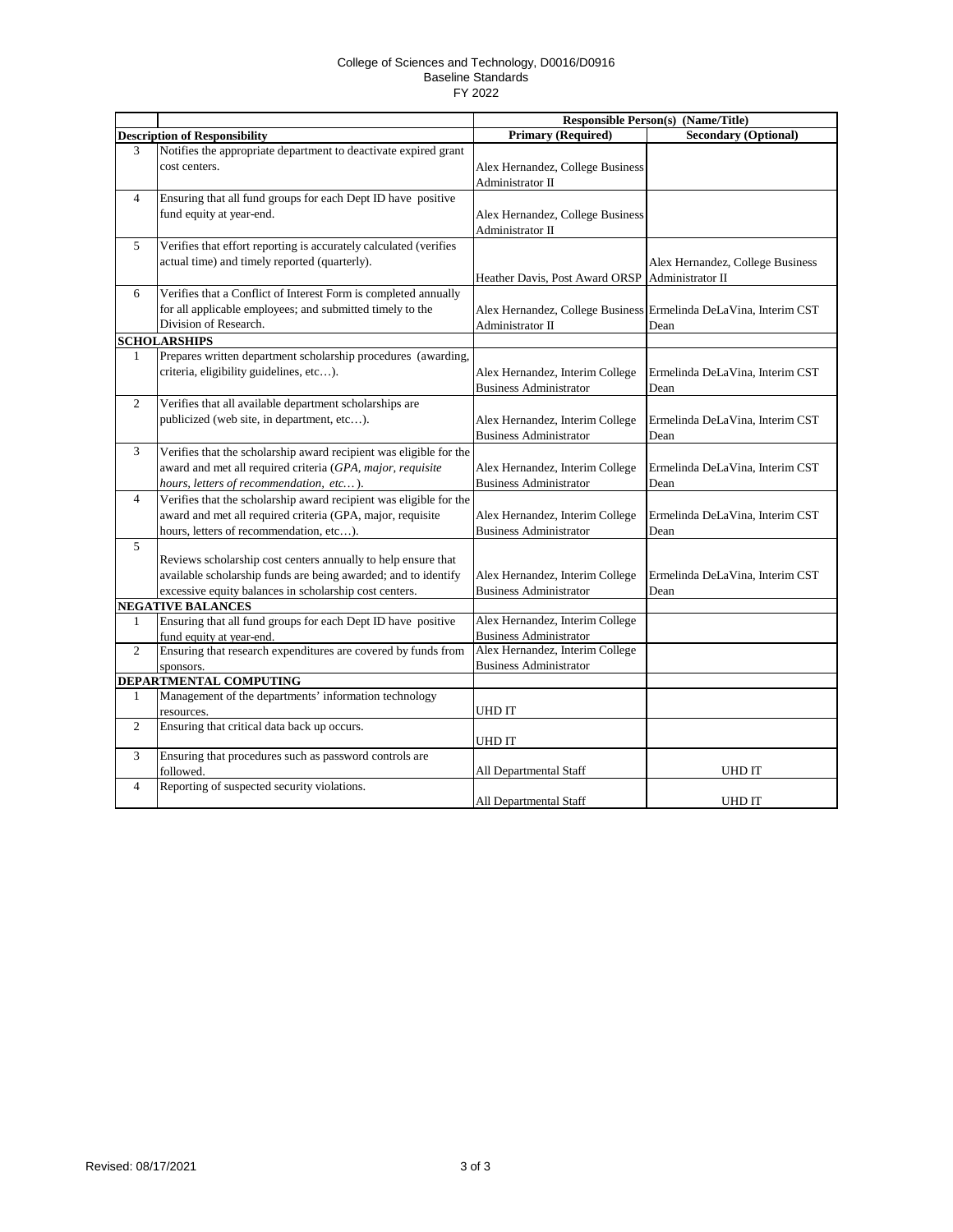College of Sciences and Technology, D0016/D0916
Baseline Standards
FY 2022

| | | Responsible Person(s) (Name/Title) | |
|---|---|---|---|
| **Description of Responsibility** | | **Primary (Required)** | **Secondary (Optional)** |
| 3 | Notifies the appropriate department to deactivate expired grant cost centers. | Alex Hernandez, College Business Administrator II | |
| 4 | Ensuring that all fund groups for each Dept ID have positive fund equity at year-end. | Alex Hernandez, College Business Administrator II | |
| 5 | Verifies that effort reporting is accurately calculated (verifies actual time) and timely reported (quarterly). | Heather Davis, Post Award ORSP | Alex Hernandez, College Business Administrator II |
| 6 | Verifies that a Conflict of Interest Form is completed annually for all applicable employees; and submitted timely to the Division of Research. | Alex Hernandez, College Business Administrator II | Ermelinda DeLaVina, Interim CST Dean |
| **SCHOLARSHIPS** | | | |
| 1 | Prepares written department scholarship procedures (awarding, criteria, eligibility guidelines, etc…). | Alex Hernandez, Interim College Business Administrator | Ermelinda DeLaVina, Interim CST Dean |
| 2 | Verifies that all available department scholarships are publicized (web site, in department, etc…). | Alex Hernandez, Interim College Business Administrator | Ermelinda DeLaVina, Interim CST Dean |
| 3 | Verifies that the scholarship award recipient was eligible for the award and met all required criteria (*GPA, major, requisite hours, letters of recommendation, etc…*). | Alex Hernandez, Interim College Business Administrator | Ermelinda DeLaVina, Interim CST Dean |
| 4 | Verifies that the scholarship award recipient was eligible for the award and met all required criteria (GPA, major, requisite hours, letters of recommendation, etc…). | Alex Hernandez, Interim College Business Administrator | Ermelinda DeLaVina, Interim CST Dean |
| 5 | Reviews scholarship cost centers annually to help ensure that available scholarship funds are being awarded; and to identify excessive equity balances in scholarship cost centers. | Alex Hernandez, Interim College Business Administrator | Ermelinda DeLaVina, Interim CST Dean |
| **NEGATIVE BALANCES** | | | |
| 1 | Ensuring that all fund groups for each Dept ID have positive fund equity at year-end. | Alex Hernandez, Interim College Business Administrator | |
| 2 | Ensuring that research expenditures are covered by funds from sponsors. | Alex Hernandez, Interim College Business Administrator | |
| **DEPARTMENTAL COMPUTING** | | | |
| 1 | Management of the departments' information technology resources. | UHD IT | |
| 2 | Ensuring that critical data back up occurs. | UHD IT | |
| 3 | Ensuring that procedures such as password controls are followed. | All Departmental Staff | UHD IT |
| 4 | Reporting of suspected security violations. | All Departmental Staff | UHD IT |

Revised: 08/17/2021